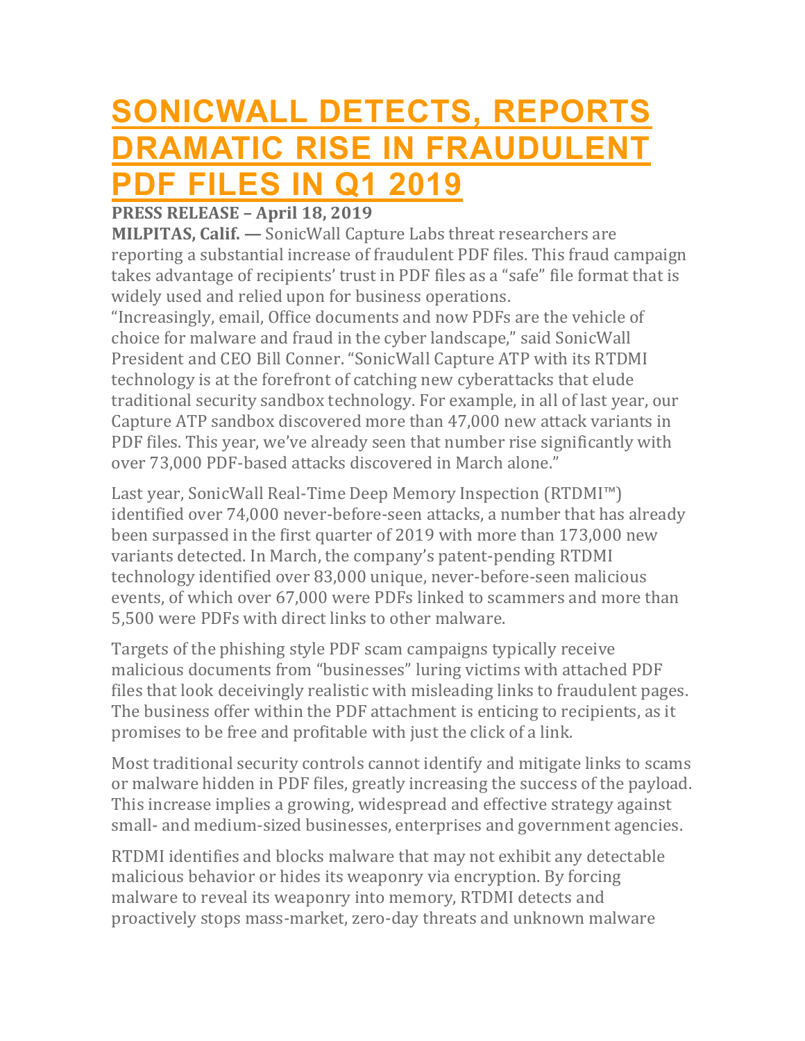# SONICWALL DETECTS, REPORTS DRAMATIC RISE IN FRAUDULENT PDF FILES IN Q1 2019

**PRESS RELEASE – April 18, 2019**

**MILPITAS, Calif. —** SonicWall Capture Labs threat researchers are reporting a substantial increase of fraudulent PDF files. This fraud campaign takes advantage of recipients' trust in PDF files as a "safe" file format that is widely used and relied upon for business operations.

"Increasingly, email, Office documents and now PDFs are the vehicle of choice for malware and fraud in the cyber landscape," said SonicWall President and CEO Bill Conner. "SonicWall Capture ATP with its RTDMI technology is at the forefront of catching new cyberattacks that elude traditional security sandbox technology. For example, in all of last year, our Capture ATP sandbox discovered more than 47,000 new attack variants in PDF files. This year, we've already seen that number rise significantly with over 73,000 PDF-based attacks discovered in March alone."

Last year, SonicWall Real-Time Deep Memory Inspection (RTDMI™) identified over 74,000 never-before-seen attacks, a number that has already been surpassed in the first quarter of 2019 with more than 173,000 new variants detected. In March, the company's patent-pending RTDMI technology identified over 83,000 unique, never-before-seen malicious events, of which over 67,000 were PDFs linked to scammers and more than 5,500 were PDFs with direct links to other malware.

Targets of the phishing style PDF scam campaigns typically receive malicious documents from "businesses" luring victims with attached PDF files that look deceivingly realistic with misleading links to fraudulent pages. The business offer within the PDF attachment is enticing to recipients, as it promises to be free and profitable with just the click of a link.

Most traditional security controls cannot identify and mitigate links to scams or malware hidden in PDF files, greatly increasing the success of the payload. This increase implies a growing, widespread and effective strategy against small- and medium-sized businesses, enterprises and government agencies.

RTDMI identifies and blocks malware that may not exhibit any detectable malicious behavior or hides its weaponry via encryption. By forcing malware to reveal its weaponry into memory, RTDMI detects and proactively stops mass-market, zero-day threats and unknown malware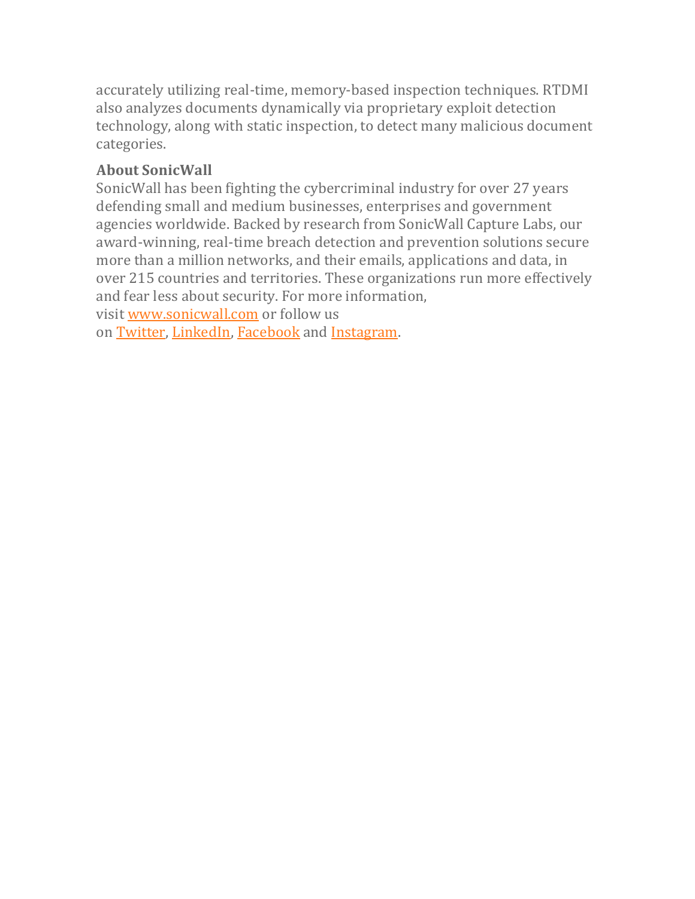accurately utilizing real-time, memory-based inspection techniques. RTDMI also analyzes documents dynamically via proprietary exploit detection technology, along with static inspection, to detect many malicious document categories.

**About SonicWall**

SonicWall has been fighting the cybercriminal industry for over 27 years defending small and medium businesses, enterprises and government agencies worldwide. Backed by research from SonicWall Capture Labs, our award-winning, real-time breach detection and prevention solutions secure more than a million networks, and their emails, applications and data, in over 215 countries and territories. These organizations run more effectively and fear less about security. For more information, visit www.sonicwall.com or follow us on Twitter, LinkedIn, Facebook and Instagram.